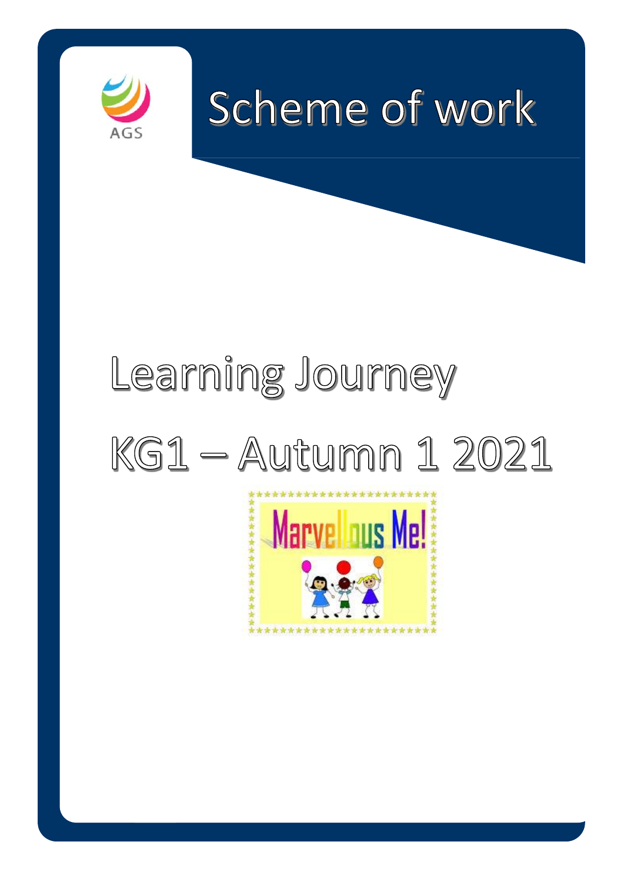AGS

# Scheme of work

# Learning Journey

# KG1 – Autumn 1 2021

Marvellous Me!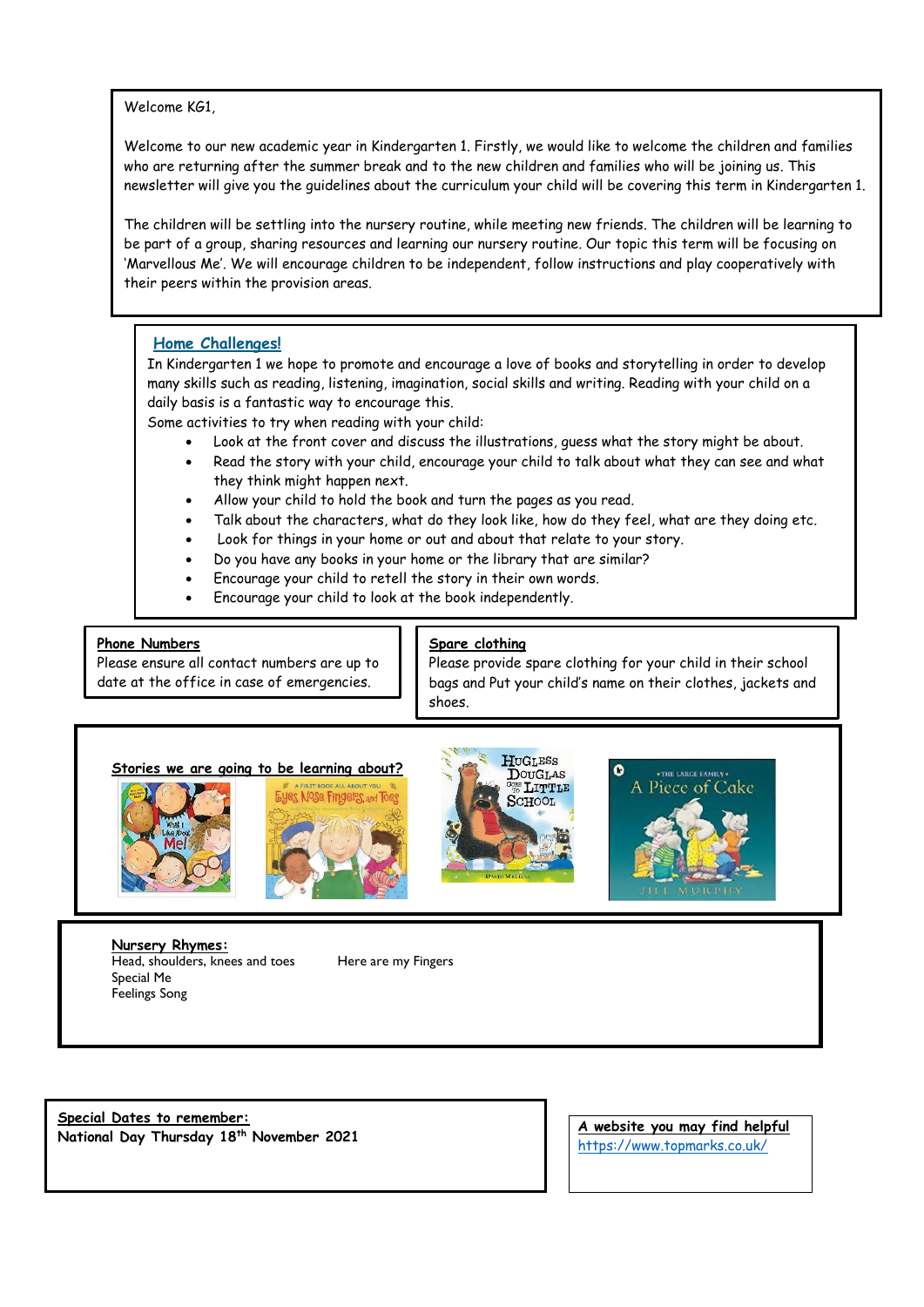Welcome KG1,

Welcome to our new academic year in Kindergarten 1. Firstly, we would like to welcome the children and families who are returning after the summer break and to the new children and families who will be joining us. This newsletter will give you the guidelines about the curriculum your child will be covering this term in Kindergarten 1.

The children will be settling into the nursery routine, while meeting new friends. The children will be learning to be part of a group, sharing resources and learning our nursery routine. Our topic this term will be focusing on 'Marvellous Me'. We will encourage children to be independent, follow instructions and play cooperatively with their peers within the provision areas.

## Home Challenges!

In Kindergarten 1 we hope to promote and encourage a love of books and storytelling in order to develop many skills such as reading, listening, imagination, social skills and writing. Reading with your child on a daily basis is a fantastic way to encourage this.

Some activities to try when reading with your child:

- Look at the front cover and discuss the illustrations, guess what the story might be about.
- Read the story with your child, encourage your child to talk about what they can see and what they think might happen next.
- Allow your child to hold the book and turn the pages as you read.
- Talk about the characters, what do they look like, how do they feel, what are they doing etc.
- Look for things in your home or out and about that relate to your story.
- Do you have any books in your home or the library that are similar?
- Encourage your child to retell the story in their own words.
- Encourage your child to look at the book independently.

## Phone Numbers

Please ensure all contact numbers are up to date at the office in case of emergencies.

## Spare clothing

Please provide spare clothing for your child in their school bags and Put your child's name on their clothes, jackets and shoes.

## Stories we are going to be learning about?

## Nursery Rhymes:

Head, shoulders, knees and toes
Special Me
Feelings Song
Here are my Fingers

## Special Dates to remember:

**National Day Thursday 18th November 2021**

## A website you may find helpful

https://www.topmarks.co.uk/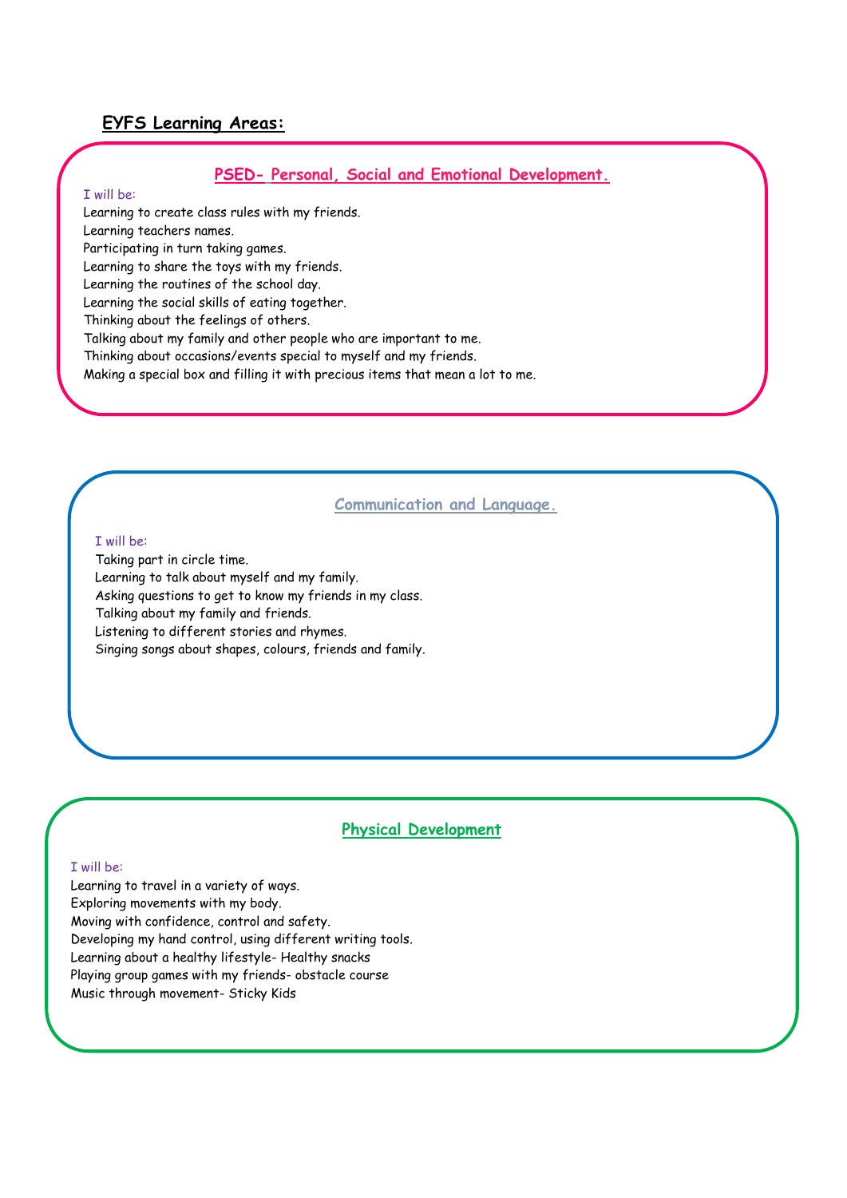## EYFS Learning Areas:

### PSED- Personal, Social and Emotional Development.

I will be:

Learning to create class rules with my friends.
Learning teachers names.
Participating in turn taking games.
Learning to share the toys with my friends.
Learning the routines of the school day.
Learning the social skills of eating together.
Thinking about the feelings of others.
Talking about my family and other people who are important to me.
Thinking about occasions/events special to myself and my friends.
Making a special box and filling it with precious items that mean a lot to me.

### Communication and Language.

I will be:

Taking part in circle time.
Learning to talk about myself and my family.
Asking questions to get to know my friends in my class.
Talking about my family and friends.
Listening to different stories and rhymes.
Singing songs about shapes, colours, friends and family.

### Physical Development

I will be:

Learning to travel in a variety of ways.
Exploring movements with my body.
Moving with confidence, control and safety.
Developing my hand control, using different writing tools.
Learning about a healthy lifestyle- Healthy snacks
Playing group games with my friends- obstacle course
Music through movement- Sticky Kids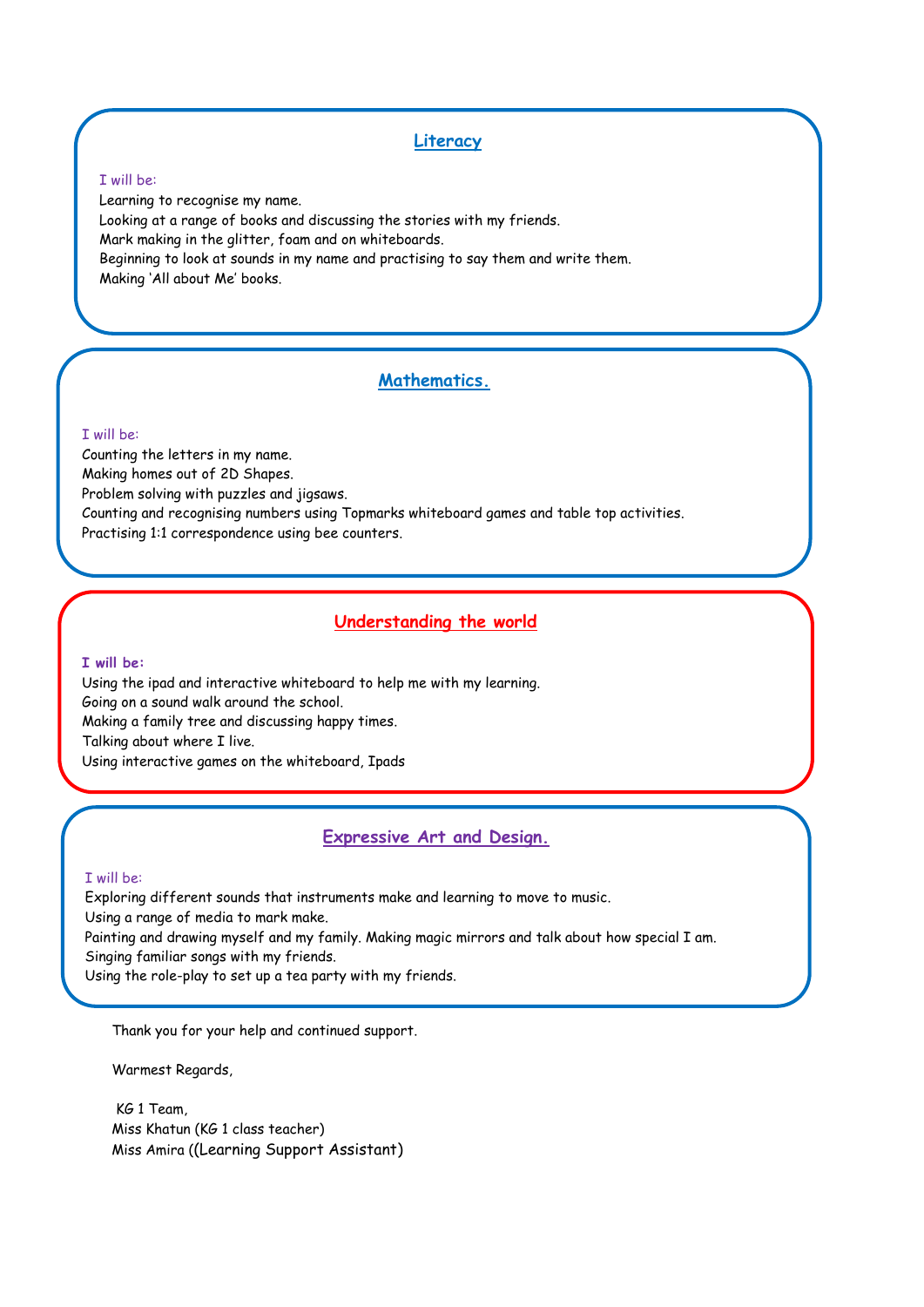## Literacy

I will be:

Learning to recognise my name.
Looking at a range of books and discussing the stories with my friends.
Mark making in the glitter, foam and on whiteboards.
Beginning to look at sounds in my name and practising to say them and write them.
Making 'All about Me' books.

## Mathematics.

I will be:

Counting the letters in my name.
Making homes out of 2D Shapes.
Problem solving with puzzles and jigsaws.
Counting and recognising numbers using Topmarks whiteboard games and table top activities.
Practising 1:1 correspondence using bee counters.

## Understanding the world

**I will be:**

Using the ipad and interactive whiteboard to help me with my learning.
Going on a sound walk around the school.
Making a family tree and discussing happy times.
Talking about where I live.
Using interactive games on the whiteboard, Ipads

## Expressive Art and Design.

I will be:

Exploring different sounds that instruments make and learning to move to music.
Using a range of media to mark make.
Painting and drawing myself and my family. Making magic mirrors and talk about how special I am.
Singing familiar songs with my friends.
Using the role-play to set up a tea party with my friends.

Thank you for your help and continued support.

Warmest Regards,

KG 1 Team,
Miss Khatun (KG 1 class teacher)
Miss Amira ((Learning Support Assistant)